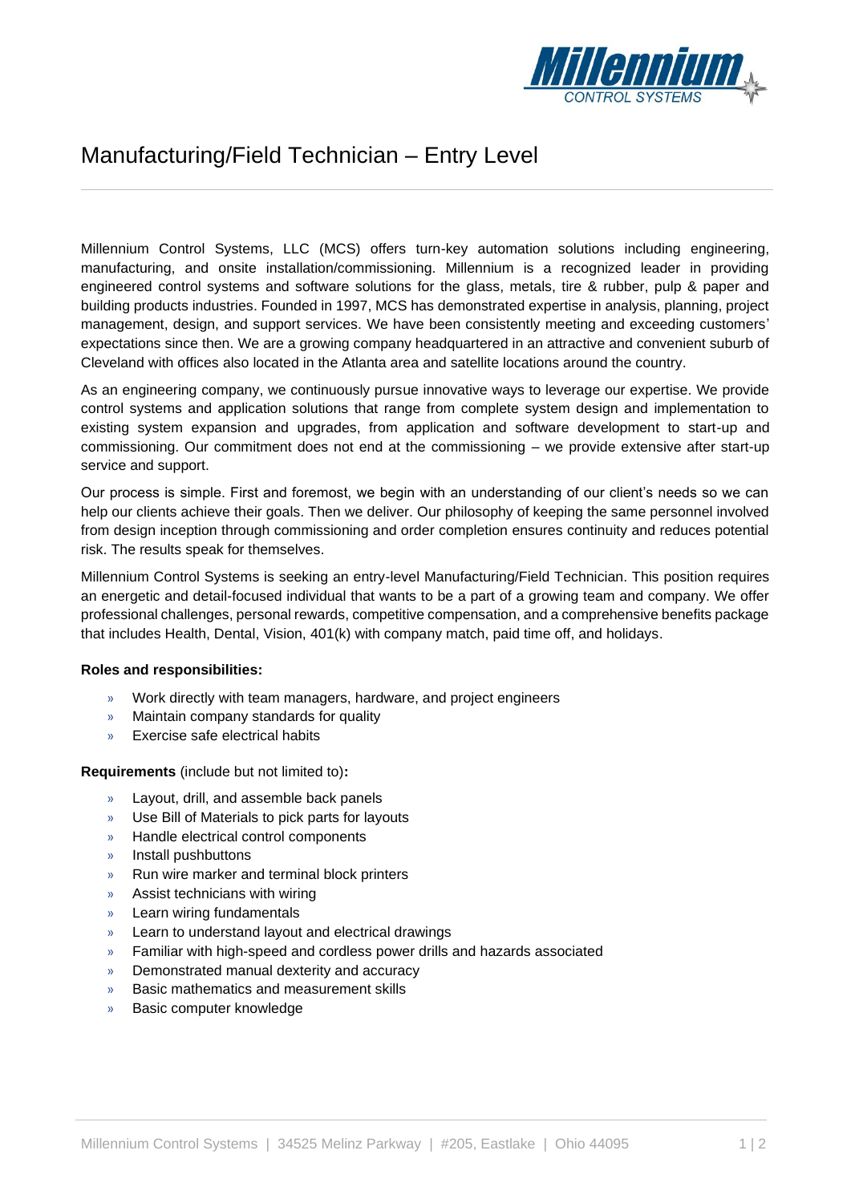# Manufacturing/Field Technician – Entry Level

Millennium Control Systems, LLC (MCS) offers turn-key automation solutions including engineering, manufacturing, and onsite installation/commissioning. Millennium is a recognized leader in providing engineered control systems and software solutions for the glass, metals, tire & rubber, pulp & paper and building products industries. Founded in 1997, MCS has demonstrated expertise in analysis, planning, project management, design, and support services. We have been consistently meeting and exceeding customers' expectations since then. We are a growing company headquartered in an attractive and convenient suburb of Cleveland with offices also located in the Atlanta area and satellite locations around the country.

As an engineering company, we continuously pursue innovative ways to leverage our expertise. We provide control systems and application solutions that range from complete system design and implementation to existing system expansion and upgrades, from application and software development to start-up and commissioning. Our commitment does not end at the commissioning – we provide extensive after start-up service and support.

Our process is simple. First and foremost, we begin with an understanding of our client's needs so we can help our clients achieve their goals. Then we deliver. Our philosophy of keeping the same personnel involved from design inception through commissioning and order completion ensures continuity and reduces potential risk. The results speak for themselves.

Millennium Control Systems is seeking an entry-level Manufacturing/Field Technician. This position requires an energetic and detail-focused individual that wants to be a part of a growing team and company. We offer professional challenges, personal rewards, competitive compensation, and a comprehensive benefits package that includes Health, Dental, Vision, 401(k) with company match, paid time off, and holidays.

**Roles and responsibilities:**

- Work directly with team managers, hardware, and project engineers
- Maintain company standards for quality
- Exercise safe electrical habits

**Requirements** (include but not limited to)**:**

- Layout, drill, and assemble back panels
- Use Bill of Materials to pick parts for layouts
- Handle electrical control components
- Install pushbuttons
- Run wire marker and terminal block printers
- Assist technicians with wiring
- Learn wiring fundamentals
- Learn to understand layout and electrical drawings
- Familiar with high-speed and cordless power drills and hazards associated
- Demonstrated manual dexterity and accuracy
- Basic mathematics and measurement skills
- Basic computer knowledge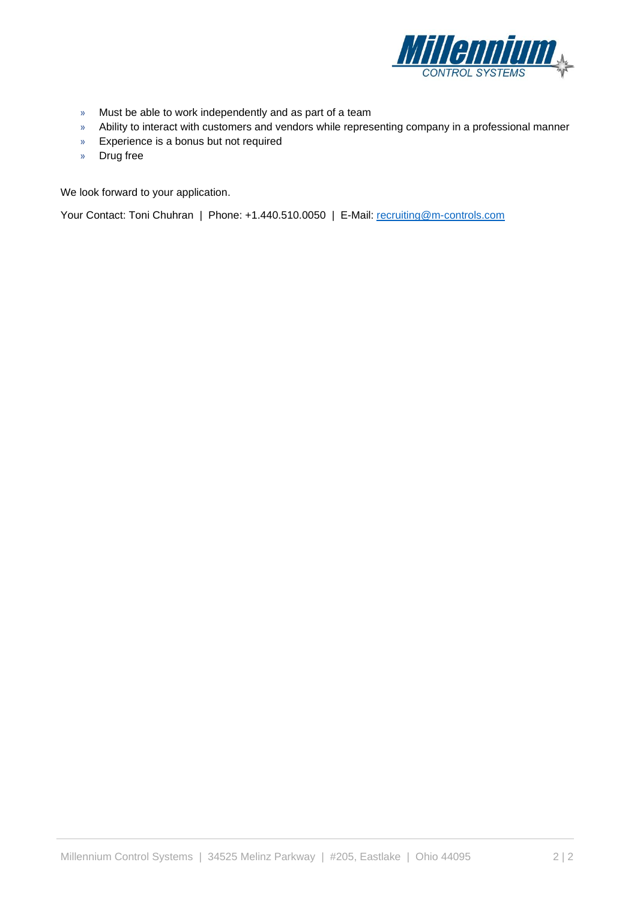- Must be able to work independently and as part of a team
- Ability to interact with customers and vendors while representing company in a professional manner
- Experience is a bonus but not required
- Drug free

We look forward to your application.

Your Contact: Toni Chuhran | Phone: +1.440.510.0050 | E-Mail: recruiting@m-controls.com